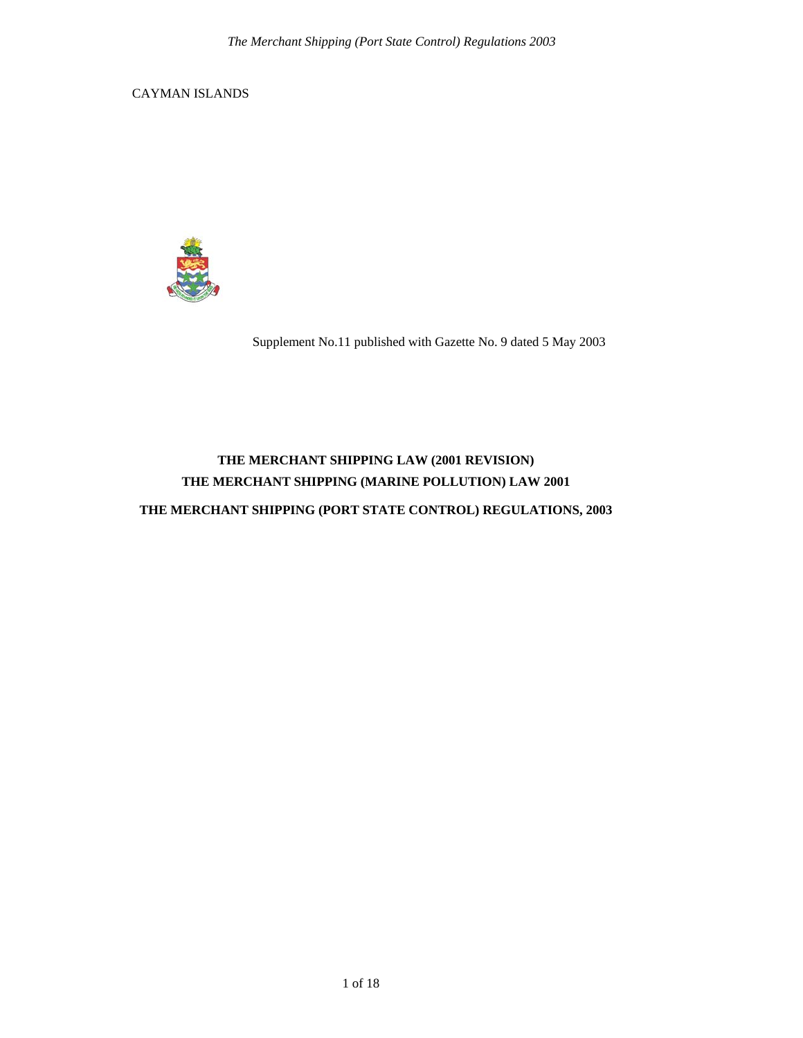CAYMAN ISLANDS

Supplement No.11 published with Gazette No. 9 dated 5 May 2003

**THE MERCHANT SHIPPING LAW (2001 REVISION)**

**THE MERCHANT SHIPPING (MARINE POLLUTION) LAW 2001**

**THE MERCHANT SHIPPING (PORT STATE CONTROL) REGULATIONS, 2003**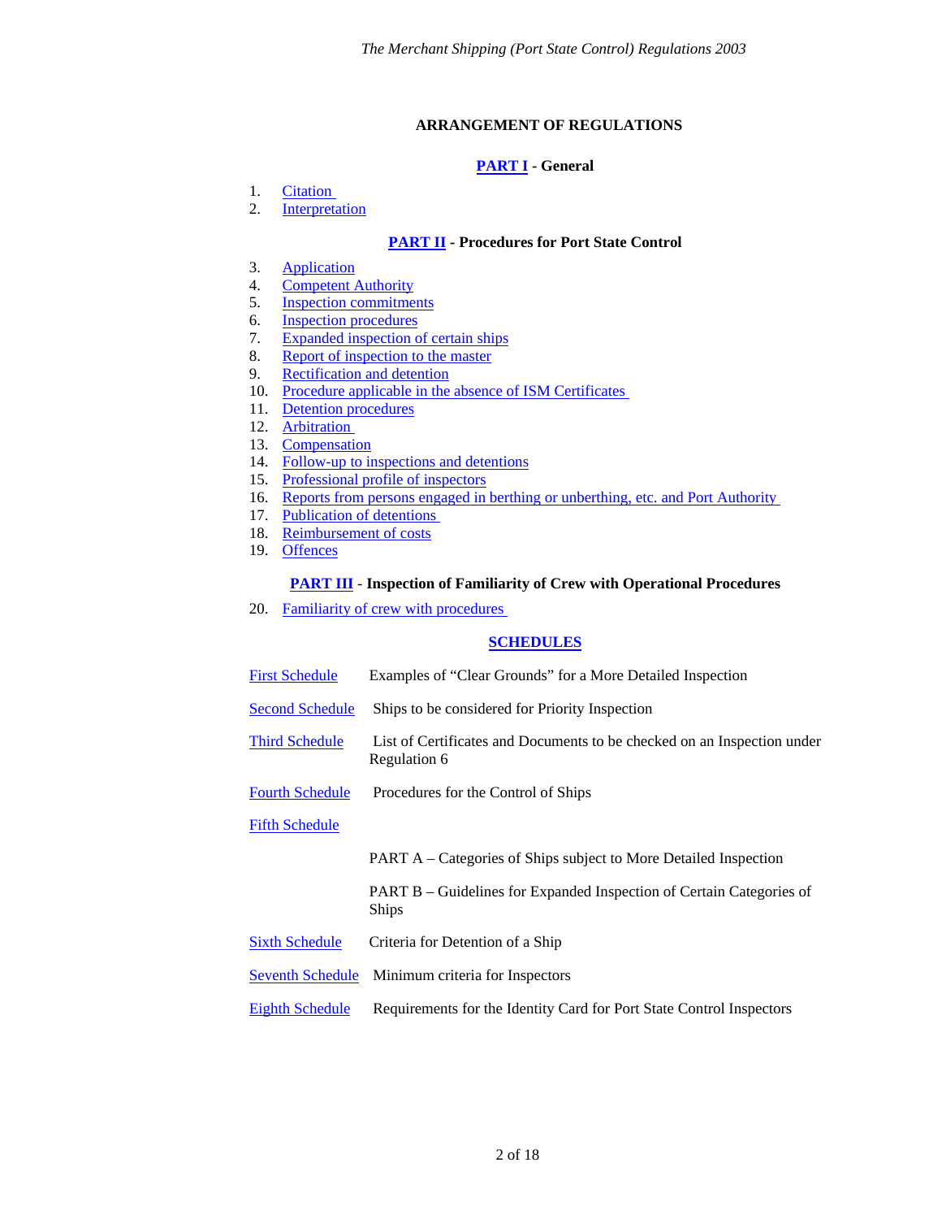## ARRANGEMENT OF REGULATIONS

### PART I - General

1. Citation
2. Interpretation

### PART II - Procedures for Port State Control

3. Application
4. Competent Authority
5. Inspection commitments
6. Inspection procedures
7. Expanded inspection of certain ships
8. Report of inspection to the master
9. Rectification and detention
10. Procedure applicable in the absence of ISM Certificates
11. Detention procedures
12. Arbitration
13. Compensation
14. Follow-up to inspections and detentions
15. Professional profile of inspectors
16. Reports from persons engaged in berthing or unberthing, etc. and Port Authority
17. Publication of detentions
18. Reimbursement of costs
19. Offences

### PART III - Inspection of Familiarity of Crew with Operational Procedures

20. Familiarity of crew with procedures

### SCHEDULES

| | |
|---|---|
| First Schedule | Examples of "Clear Grounds" for a More Detailed Inspection |
| Second Schedule | Ships to be considered for Priority Inspection |
| Third Schedule | List of Certificates and Documents to be checked on an Inspection under Regulation 6 |
| Fourth Schedule | Procedures for the Control of Ships |
| Fifth Schedule | |
| | PART A – Categories of Ships subject to More Detailed Inspection |
| | PART B – Guidelines for Expanded Inspection of Certain Categories of Ships |
| Sixth Schedule | Criteria for Detention of a Ship |
| Seventh Schedule | Minimum criteria for Inspectors |
| Eighth Schedule | Requirements for the Identity Card for Port State Control Inspectors |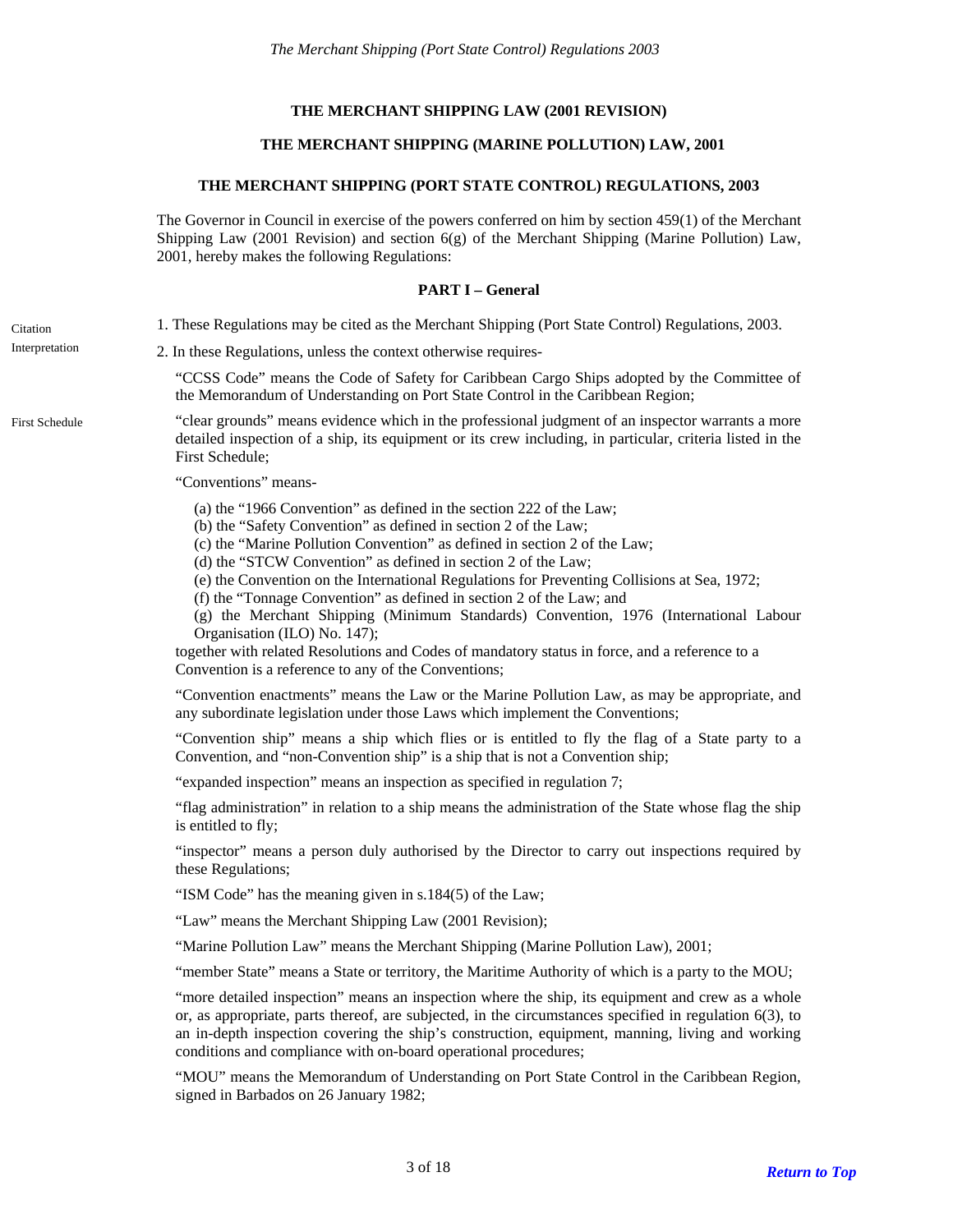**THE MERCHANT SHIPPING LAW (2001 REVISION)**

**THE MERCHANT SHIPPING (MARINE POLLUTION) LAW, 2001**

**THE MERCHANT SHIPPING (PORT STATE CONTROL) REGULATIONS, 2003**

The Governor in Council in exercise of the powers conferred on him by section 459(1) of the Merchant Shipping Law (2001 Revision) and section 6(g) of the Merchant Shipping (Marine Pollution) Law, 2001, hereby makes the following Regulations:

## PART I – General

Citation

1. These Regulations may be cited as the Merchant Shipping (Port State Control) Regulations, 2003.

Interpretation

2. In these Regulations, unless the context otherwise requires-

"CCSS Code" means the Code of Safety for Caribbean Cargo Ships adopted by the Committee of the Memorandum of Understanding on Port State Control in the Caribbean Region;

First Schedule

"clear grounds" means evidence which in the professional judgment of an inspector warrants a more detailed inspection of a ship, its equipment or its crew including, in particular, criteria listed in the First Schedule;

"Conventions" means-

(a) the "1966 Convention" as defined in the section 222 of the Law;
(b) the "Safety Convention" as defined in section 2 of the Law;
(c) the "Marine Pollution Convention" as defined in section 2 of the Law;
(d) the "STCW Convention" as defined in section 2 of the Law;
(e) the Convention on the International Regulations for Preventing Collisions at Sea, 1972;
(f) the "Tonnage Convention" as defined in section 2 of the Law; and
(g) the Merchant Shipping (Minimum Standards) Convention, 1976 (International Labour Organisation (ILO) No. 147);

together with related Resolutions and Codes of mandatory status in force, and a reference to a Convention is a reference to any of the Conventions;

"Convention enactments" means the Law or the Marine Pollution Law, as may be appropriate, and any subordinate legislation under those Laws which implement the Conventions;

"Convention ship" means a ship which flies or is entitled to fly the flag of a State party to a Convention, and "non-Convention ship" is a ship that is not a Convention ship;

"expanded inspection" means an inspection as specified in regulation 7;

"flag administration" in relation to a ship means the administration of the State whose flag the ship is entitled to fly;

"inspector" means a person duly authorised by the Director to carry out inspections required by these Regulations;

"ISM Code" has the meaning given in s.184(5) of the Law;

"Law" means the Merchant Shipping Law (2001 Revision);

"Marine Pollution Law" means the Merchant Shipping (Marine Pollution Law), 2001;

"member State" means a State or territory, the Maritime Authority of which is a party to the MOU;

"more detailed inspection" means an inspection where the ship, its equipment and crew as a whole or, as appropriate, parts thereof, are subjected, in the circumstances specified in regulation 6(3), to an in-depth inspection covering the ship's construction, equipment, manning, living and working conditions and compliance with on-board operational procedures;

"MOU" means the Memorandum of Understanding on Port State Control in the Caribbean Region, signed in Barbados on 26 January 1982;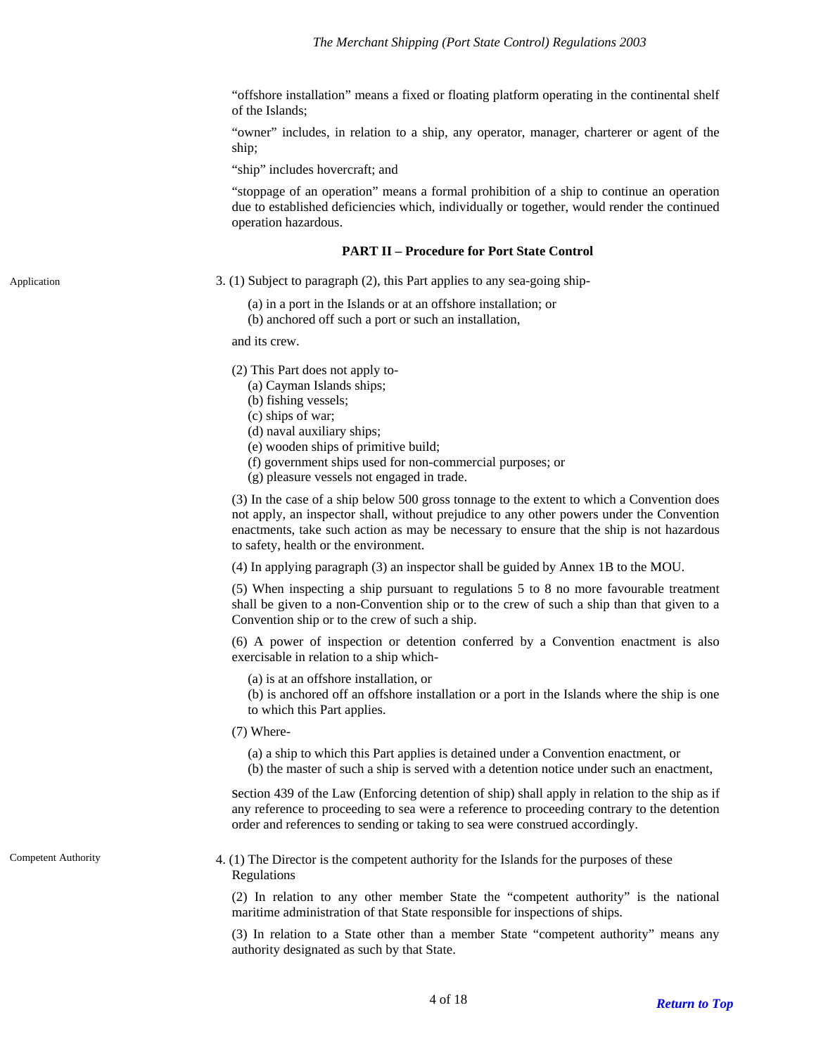"offshore installation" means a fixed or floating platform operating in the continental shelf of the Islands;

"owner" includes, in relation to a ship, any operator, manager, charterer or agent of the ship;

"ship" includes hovercraft; and

"stoppage of an operation" means a formal prohibition of a ship to continue an operation due to established deficiencies which, individually or together, would render the continued operation hazardous.

## PART II – Procedure for Port State Control

Application

3. (1) Subject to paragraph (2), this Part applies to any sea-going ship-

(a) in a port in the Islands or at an offshore installation; or
(b) anchored off such a port or such an installation,

and its crew.

(2) This Part does not apply to-
(a) Cayman Islands ships;
(b) fishing vessels;
(c) ships of war;
(d) naval auxiliary ships;
(e) wooden ships of primitive build;
(f) government ships used for non-commercial purposes; or
(g) pleasure vessels not engaged in trade.

(3) In the case of a ship below 500 gross tonnage to the extent to which a Convention does not apply, an inspector shall, without prejudice to any other powers under the Convention enactments, take such action as may be necessary to ensure that the ship is not hazardous to safety, health or the environment.

(4) In applying paragraph (3) an inspector shall be guided by Annex 1B to the MOU.

(5) When inspecting a ship pursuant to regulations 5 to 8 no more favourable treatment shall be given to a non-Convention ship or to the crew of such a ship than that given to a Convention ship or to the crew of such a ship.

(6) A power of inspection or detention conferred by a Convention enactment is also exercisable in relation to a ship which-

(a) is at an offshore installation, or
(b) is anchored off an offshore installation or a port in the Islands where the ship is one to which this Part applies.

(7) Where-

(a) a ship to which this Part applies is detained under a Convention enactment, or
(b) the master of such a ship is served with a detention notice under such an enactment,

section 439 of the Law (Enforcing detention of ship) shall apply in relation to the ship as if any reference to proceeding to sea were a reference to proceeding contrary to the detention order and references to sending or taking to sea were construed accordingly.

Competent Authority

4. (1) The Director is the competent authority for the Islands for the purposes of these Regulations

(2) In relation to any other member State the "competent authority" is the national maritime administration of that State responsible for inspections of ships.

(3) In relation to a State other than a member State "competent authority" means any authority designated as such by that State.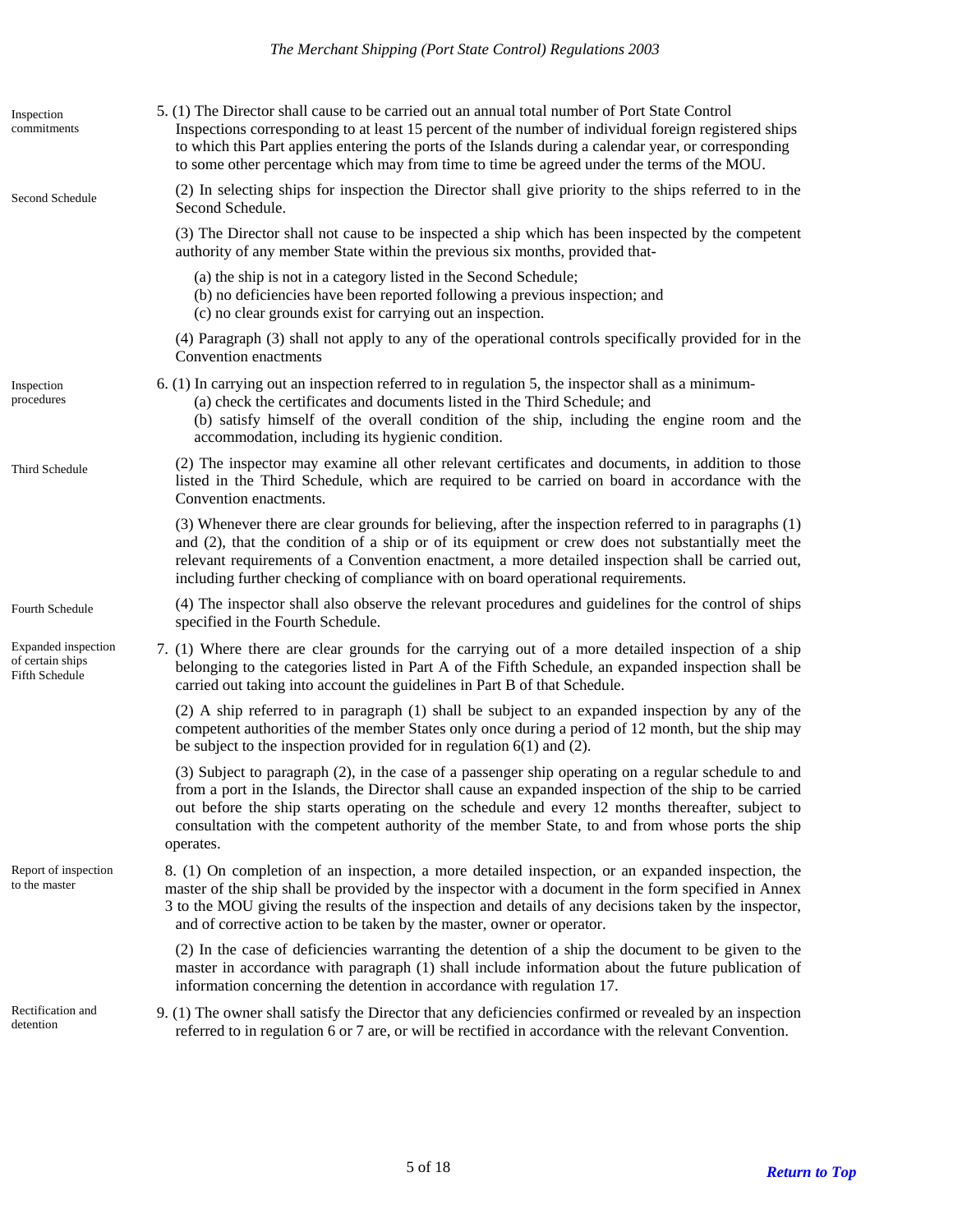**Inspection commitments**

5. (1) The Director shall cause to be carried out an annual total number of Port State Control Inspections corresponding to at least 15 percent of the number of individual foreign registered ships to which this Part applies entering the ports of the Islands during a calendar year, or corresponding to some other percentage which may from time to time be agreed under the terms of the MOU.

**Second Schedule**

(2) In selecting ships for inspection the Director shall give priority to the ships referred to in the Second Schedule.

(3) The Director shall not cause to be inspected a ship which has been inspected by the competent authority of any member State within the previous six months, provided that-

(a) the ship is not in a category listed in the Second Schedule;
(b) no deficiencies have been reported following a previous inspection; and
(c) no clear grounds exist for carrying out an inspection.

(4) Paragraph (3) shall not apply to any of the operational controls specifically provided for in the Convention enactments

**Inspection procedures**

6. (1) In carrying out an inspection referred to in regulation 5, the inspector shall as a minimum-

(a) check the certificates and documents listed in the Third Schedule; and
(b) satisfy himself of the overall condition of the ship, including the engine room and the accommodation, including its hygienic condition.

**Third Schedule**

(2) The inspector may examine all other relevant certificates and documents, in addition to those listed in the Third Schedule, which are required to be carried on board in accordance with the Convention enactments.

(3) Whenever there are clear grounds for believing, after the inspection referred to in paragraphs (1) and (2), that the condition of a ship or of its equipment or crew does not substantially meet the relevant requirements of a Convention enactment, a more detailed inspection shall be carried out, including further checking of compliance with on board operational requirements.

**Fourth Schedule**

(4) The inspector shall also observe the relevant procedures and guidelines for the control of ships specified in the Fourth Schedule.

**Expanded inspection of certain ships Fifth Schedule**

7. (1) Where there are clear grounds for the carrying out of a more detailed inspection of a ship belonging to the categories listed in Part A of the Fifth Schedule, an expanded inspection shall be carried out taking into account the guidelines in Part B of that Schedule.

(2) A ship referred to in paragraph (1) shall be subject to an expanded inspection by any of the competent authorities of the member States only once during a period of 12 month, but the ship may be subject to the inspection provided for in regulation 6(1) and (2).

(3) Subject to paragraph (2), in the case of a passenger ship operating on a regular schedule to and from a port in the Islands, the Director shall cause an expanded inspection of the ship to be carried out before the ship starts operating on the schedule and every 12 months thereafter, subject to consultation with the competent authority of the member State, to and from whose ports the ship operates.

**Report of inspection to the master**

8. (1) On completion of an inspection, a more detailed inspection, or an expanded inspection, the master of the ship shall be provided by the inspector with a document in the form specified in Annex 3 to the MOU giving the results of the inspection and details of any decisions taken by the inspector, and of corrective action to be taken by the master, owner or operator.

(2) In the case of deficiencies warranting the detention of a ship the document to be given to the master in accordance with paragraph (1) shall include information about the future publication of information concerning the detention in accordance with regulation 17.

**Rectification and detention**

9. (1) The owner shall satisfy the Director that any deficiencies confirmed or revealed by an inspection referred to in regulation 6 or 7 are, or will be rectified in accordance with the relevant Convention.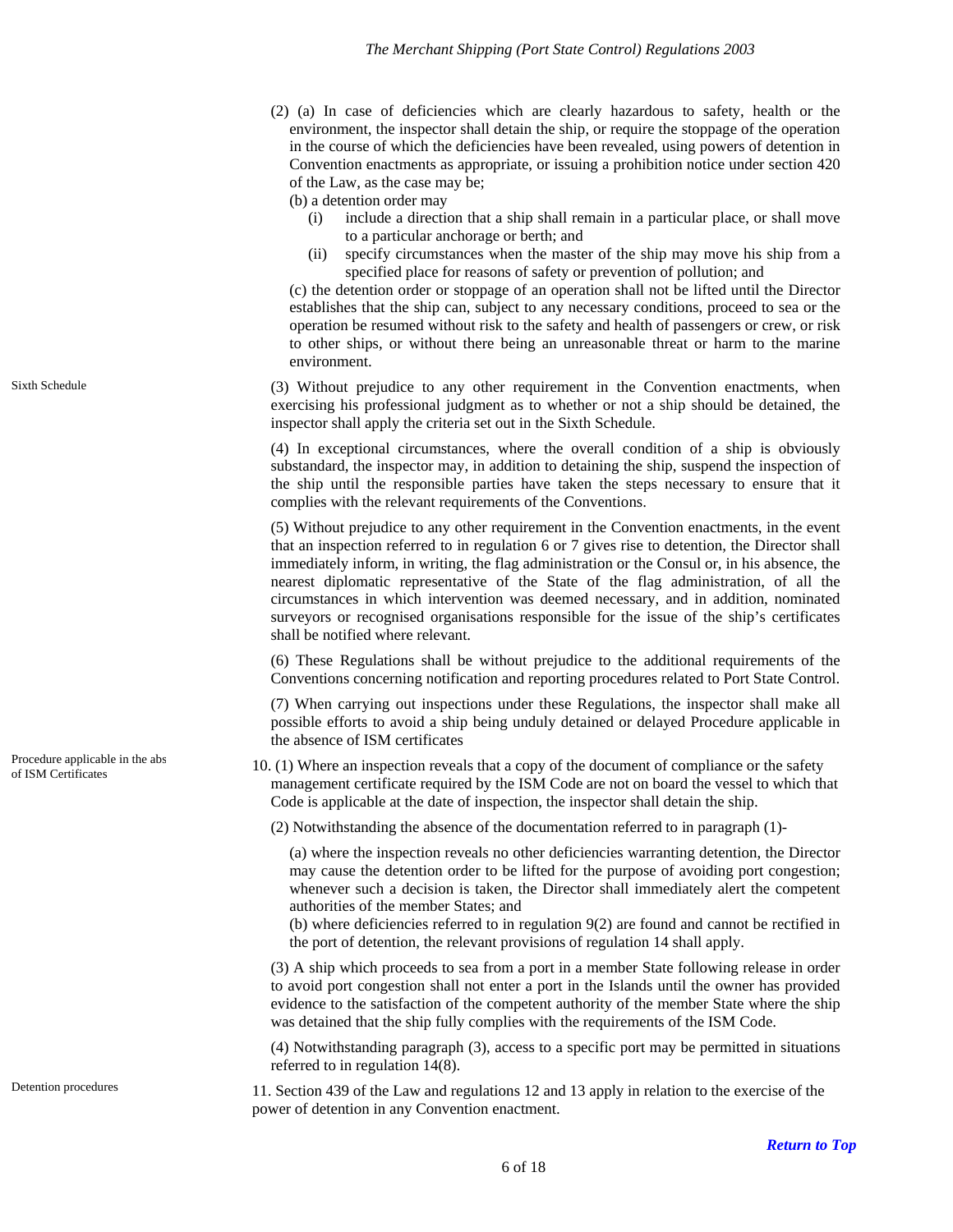(2) (a) In case of deficiencies which are clearly hazardous to safety, health or the environment, the inspector shall detain the ship, or require the stoppage of the operation in the course of which the deficiencies have been revealed, using powers of detention in Convention enactments as appropriate, or issuing a prohibition notice under section 420 of the Law, as the case may be;

(b) a detention order may

- (i) include a direction that a ship shall remain in a particular place, or shall move to a particular anchorage or berth; and
- (ii) specify circumstances when the master of the ship may move his ship from a specified place for reasons of safety or prevention of pollution; and

(c) the detention order or stoppage of an operation shall not be lifted until the Director establishes that the ship can, subject to any necessary conditions, proceed to sea or the operation be resumed without risk to the safety and health of passengers or crew, or risk to other ships, or without there being an unreasonable threat or harm to the marine environment.

Sixth Schedule

(3) Without prejudice to any other requirement in the Convention enactments, when exercising his professional judgment as to whether or not a ship should be detained, the inspector shall apply the criteria set out in the Sixth Schedule.

(4) In exceptional circumstances, where the overall condition of a ship is obviously substandard, the inspector may, in addition to detaining the ship, suspend the inspection of the ship until the responsible parties have taken the steps necessary to ensure that it complies with the relevant requirements of the Conventions.

(5) Without prejudice to any other requirement in the Convention enactments, in the event that an inspection referred to in regulation 6 or 7 gives rise to detention, the Director shall immediately inform, in writing, the flag administration or the Consul or, in his absence, the nearest diplomatic representative of the State of the flag administration, of all the circumstances in which intervention was deemed necessary, and in addition, nominated surveyors or recognised organisations responsible for the issue of the ship's certificates shall be notified where relevant.

(6) These Regulations shall be without prejudice to the additional requirements of the Conventions concerning notification and reporting procedures related to Port State Control.

(7) When carrying out inspections under these Regulations, the inspector shall make all possible efforts to avoid a ship being unduly detained or delayed Procedure applicable in the absence of ISM certificates

Procedure applicable in the abs of ISM Certificates

10. (1) Where an inspection reveals that a copy of the document of compliance or the safety management certificate required by the ISM Code are not on board the vessel to which that Code is applicable at the date of inspection, the inspector shall detain the ship.

(2) Notwithstanding the absence of the documentation referred to in paragraph (1)-

(a) where the inspection reveals no other deficiencies warranting detention, the Director may cause the detention order to be lifted for the purpose of avoiding port congestion; whenever such a decision is taken, the Director shall immediately alert the competent authorities of the member States; and

(b) where deficiencies referred to in regulation 9(2) are found and cannot be rectified in the port of detention, the relevant provisions of regulation 14 shall apply.

(3) A ship which proceeds to sea from a port in a member State following release in order to avoid port congestion shall not enter a port in the Islands until the owner has provided evidence to the satisfaction of the competent authority of the member State where the ship was detained that the ship fully complies with the requirements of the ISM Code.

(4) Notwithstanding paragraph (3), access to a specific port may be permitted in situations referred to in regulation 14(8).

Detention procedures

11. Section 439 of the Law and regulations 12 and 13 apply in relation to the exercise of the power of detention in any Convention enactment.

*Return to Top*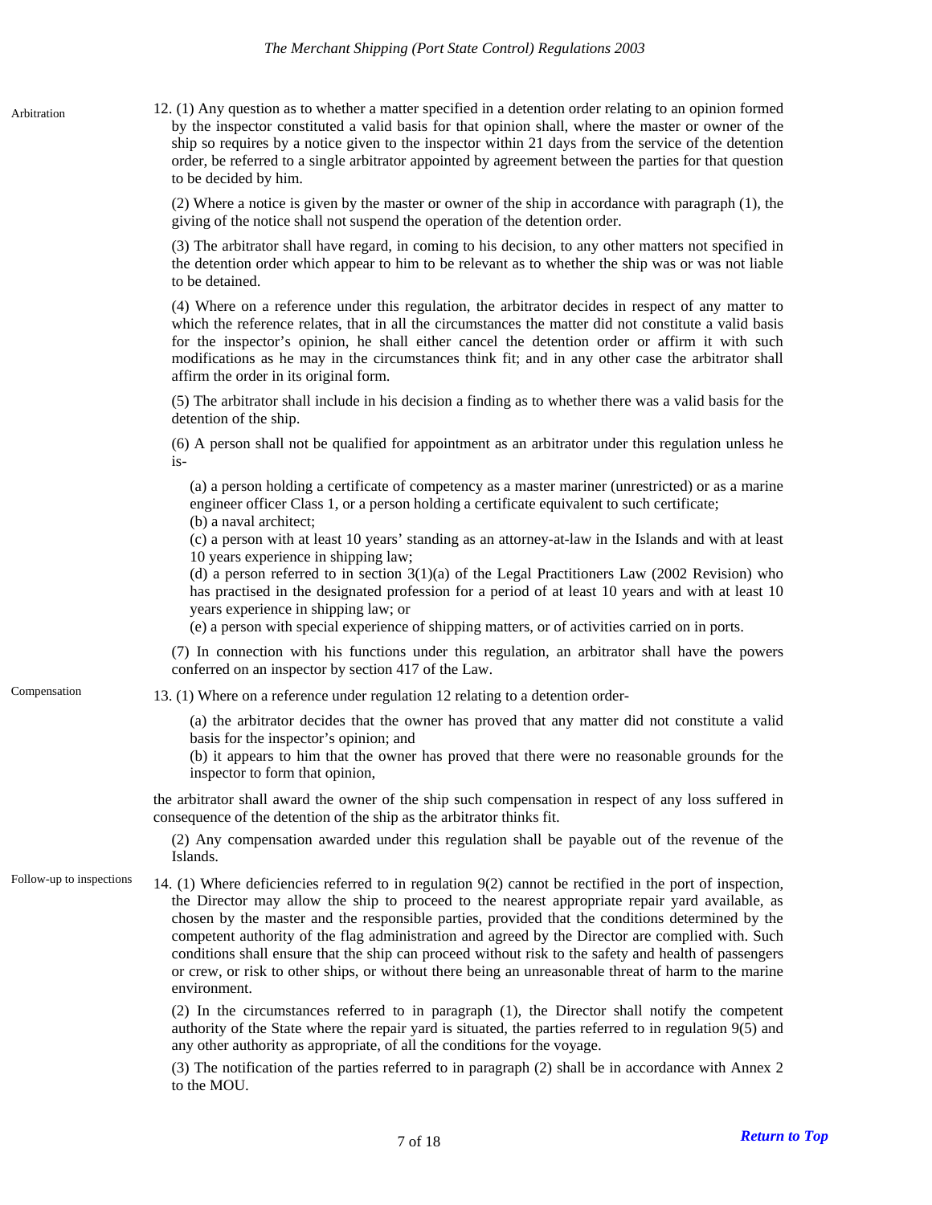**Arbitration**

12. (1) Any question as to whether a matter specified in a detention order relating to an opinion formed by the inspector constituted a valid basis for that opinion shall, where the master or owner of the ship so requires by a notice given to the inspector within 21 days from the service of the detention order, be referred to a single arbitrator appointed by agreement between the parties for that question to be decided by him.

(2) Where a notice is given by the master or owner of the ship in accordance with paragraph (1), the giving of the notice shall not suspend the operation of the detention order.

(3) The arbitrator shall have regard, in coming to his decision, to any other matters not specified in the detention order which appear to him to be relevant as to whether the ship was or was not liable to be detained.

(4) Where on a reference under this regulation, the arbitrator decides in respect of any matter to which the reference relates, that in all the circumstances the matter did not constitute a valid basis for the inspector's opinion, he shall either cancel the detention order or affirm it with such modifications as he may in the circumstances think fit; and in any other case the arbitrator shall affirm the order in its original form.

(5) The arbitrator shall include in his decision a finding as to whether there was a valid basis for the detention of the ship.

(6) A person shall not be qualified for appointment as an arbitrator under this regulation unless he is-

(a) a person holding a certificate of competency as a master mariner (unrestricted) or as a marine engineer officer Class 1, or a person holding a certificate equivalent to such certificate;
(b) a naval architect;
(c) a person with at least 10 years' standing as an attorney-at-law in the Islands and with at least 10 years experience in shipping law;
(d) a person referred to in section 3(1)(a) of the Legal Practitioners Law (2002 Revision) who has practised in the designated profession for a period of at least 10 years and with at least 10 years experience in shipping law; or
(e) a person with special experience of shipping matters, or of activities carried on in ports.

(7) In connection with his functions under this regulation, an arbitrator shall have the powers conferred on an inspector by section 417 of the Law.

**Compensation**

13. (1) Where on a reference under regulation 12 relating to a detention order-

(a) the arbitrator decides that the owner has proved that any matter did not constitute a valid basis for the inspector's opinion; and
(b) it appears to him that the owner has proved that there were no reasonable grounds for the inspector to form that opinion,

the arbitrator shall award the owner of the ship such compensation in respect of any loss suffered in consequence of the detention of the ship as the arbitrator thinks fit.

(2) Any compensation awarded under this regulation shall be payable out of the revenue of the Islands.

**Follow-up to inspections**

14. (1) Where deficiencies referred to in regulation 9(2) cannot be rectified in the port of inspection, the Director may allow the ship to proceed to the nearest appropriate repair yard available, as chosen by the master and the responsible parties, provided that the conditions determined by the competent authority of the flag administration and agreed by the Director are complied with. Such conditions shall ensure that the ship can proceed without risk to the safety and health of passengers or crew, or risk to other ships, or without there being an unreasonable threat of harm to the marine environment.

(2) In the circumstances referred to in paragraph (1), the Director shall notify the competent authority of the State where the repair yard is situated, the parties referred to in regulation 9(5) and any other authority as appropriate, of all the conditions for the voyage.

(3) The notification of the parties referred to in paragraph (2) shall be in accordance with Annex 2 to the MOU.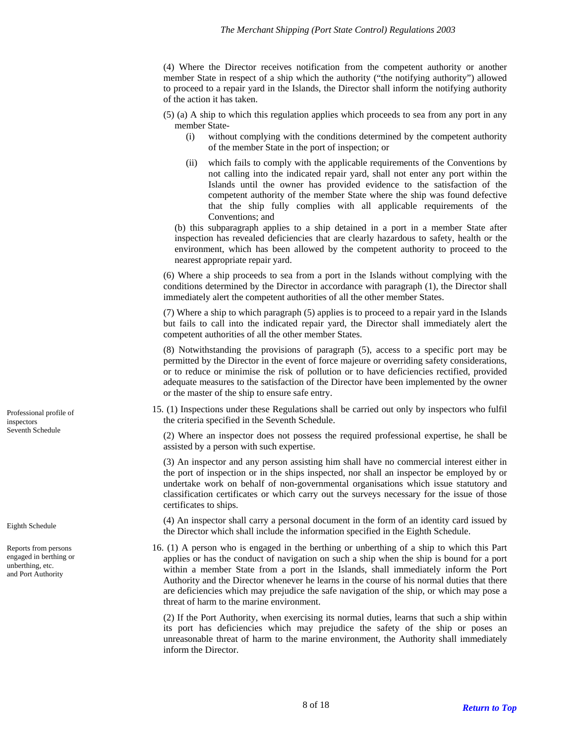(4) Where the Director receives notification from the competent authority or another member State in respect of a ship which the authority ("the notifying authority") allowed to proceed to a repair yard in the Islands, the Director shall inform the notifying authority of the action it has taken.

(5) (a) A ship to which this regulation applies which proceeds to sea from any port in any member State-

(i) without complying with the conditions determined by the competent authority of the member State in the port of inspection; or

(ii) which fails to comply with the applicable requirements of the Conventions by not calling into the indicated repair yard, shall not enter any port within the Islands until the owner has provided evidence to the satisfaction of the competent authority of the member State where the ship was found defective that the ship fully complies with all applicable requirements of the Conventions; and

(b) this subparagraph applies to a ship detained in a port in a member State after inspection has revealed deficiencies that are clearly hazardous to safety, health or the environment, which has been allowed by the competent authority to proceed to the nearest appropriate repair yard.

(6) Where a ship proceeds to sea from a port in the Islands without complying with the conditions determined by the Director in accordance with paragraph (1), the Director shall immediately alert the competent authorities of all the other member States.

(7) Where a ship to which paragraph (5) applies is to proceed to a repair yard in the Islands but fails to call into the indicated repair yard, the Director shall immediately alert the competent authorities of all the other member States.

(8) Notwithstanding the provisions of paragraph (5), access to a specific port may be permitted by the Director in the event of force majeure or overriding safety considerations, or to reduce or minimise the risk of pollution or to have deficiencies rectified, provided adequate measures to the satisfaction of the Director have been implemented by the owner or the master of the ship to ensure safe entry.

*Professional profile of inspectors*
*Seventh Schedule*

15. (1) Inspections under these Regulations shall be carried out only by inspectors who fulfil the criteria specified in the Seventh Schedule.

(2) Where an inspector does not possess the required professional expertise, he shall be assisted by a person with such expertise.

(3) An inspector and any person assisting him shall have no commercial interest either in the port of inspection or in the ships inspected, nor shall an inspector be employed by or undertake work on behalf of non-governmental organisations which issue statutory and classification certificates or which carry out the surveys necessary for the issue of those certificates to ships.

*Eighth Schedule*

(4) An inspector shall carry a personal document in the form of an identity card issued by the Director which shall include the information specified in the Eighth Schedule.

*Reports from persons engaged in berthing or unberthing, etc. and Port Authority*

16. (1) A person who is engaged in the berthing or unberthing of a ship to which this Part applies or has the conduct of navigation on such a ship when the ship is bound for a port within a member State from a port in the Islands, shall immediately inform the Port Authority and the Director whenever he learns in the course of his normal duties that there are deficiencies which may prejudice the safe navigation of the ship, or which may pose a threat of harm to the marine environment.

(2) If the Port Authority, when exercising its normal duties, learns that such a ship within its port has deficiencies which may prejudice the safety of the ship or poses an unreasonable threat of harm to the marine environment, the Authority shall immediately inform the Director.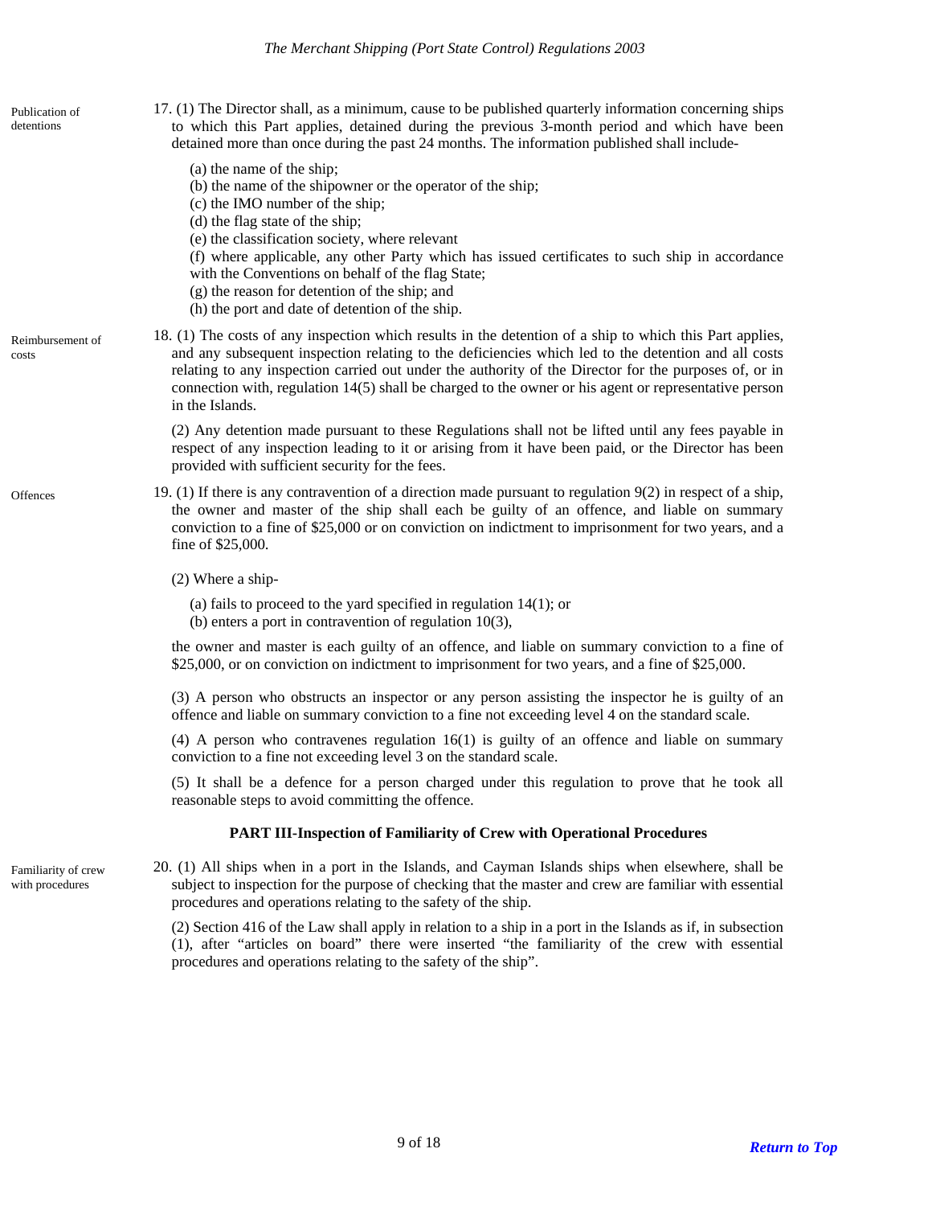**Publication of detentions**

17. (1) The Director shall, as a minimum, cause to be published quarterly information concerning ships to which this Part applies, detained during the previous 3-month period and which have been detained more than once during the past 24 months. The information published shall include-

(a) the name of the ship;
(b) the name of the shipowner or the operator of the ship;
(c) the IMO number of the ship;
(d) the flag state of the ship;
(e) the classification society, where relevant
(f) where applicable, any other Party which has issued certificates to such ship in accordance with the Conventions on behalf of the flag State;
(g) the reason for detention of the ship; and
(h) the port and date of detention of the ship.

**Reimbursement of costs**

18. (1) The costs of any inspection which results in the detention of a ship to which this Part applies, and any subsequent inspection relating to the deficiencies which led to the detention and all costs relating to any inspection carried out under the authority of the Director for the purposes of, or in connection with, regulation 14(5) shall be charged to the owner or his agent or representative person in the Islands.

(2) Any detention made pursuant to these Regulations shall not be lifted until any fees payable in respect of any inspection leading to it or arising from it have been paid, or the Director has been provided with sufficient security for the fees.

**Offences**

19. (1) If there is any contravention of a direction made pursuant to regulation 9(2) in respect of a ship, the owner and master of the ship shall each be guilty of an offence, and liable on summary conviction to a fine of $25,000 or on conviction on indictment to imprisonment for two years, and a fine of $25,000.

(2) Where a ship-

(a) fails to proceed to the yard specified in regulation 14(1); or
(b) enters a port in contravention of regulation 10(3),

the owner and master is each guilty of an offence, and liable on summary conviction to a fine of $25,000, or on conviction on indictment to imprisonment for two years, and a fine of $25,000.

(3) A person who obstructs an inspector or any person assisting the inspector he is guilty of an offence and liable on summary conviction to a fine not exceeding level 4 on the standard scale.

(4) A person who contravenes regulation 16(1) is guilty of an offence and liable on summary conviction to a fine not exceeding level 3 on the standard scale.

(5) It shall be a defence for a person charged under this regulation to prove that he took all reasonable steps to avoid committing the offence.

## PART III-Inspection of Familiarity of Crew with Operational Procedures

**Familiarity of crew with procedures**

20. (1) All ships when in a port in the Islands, and Cayman Islands ships when elsewhere, shall be subject to inspection for the purpose of checking that the master and crew are familiar with essential procedures and operations relating to the safety of the ship.

(2) Section 416 of the Law shall apply in relation to a ship in a port in the Islands as if, in subsection (1), after "articles on board" there were inserted "the familiarity of the crew with essential procedures and operations relating to the safety of the ship".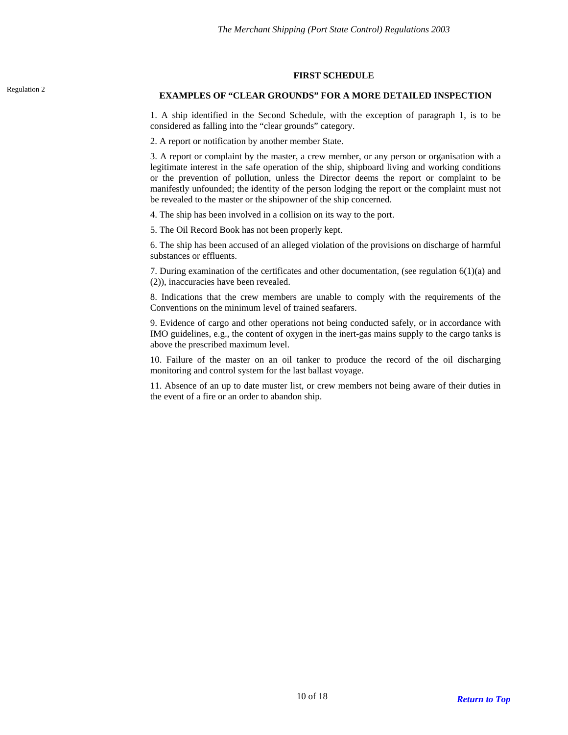## FIRST SCHEDULE

Regulation 2

### EXAMPLES OF "CLEAR GROUNDS" FOR A MORE DETAILED INSPECTION

1. A ship identified in the Second Schedule, with the exception of paragraph 1, is to be considered as falling into the "clear grounds" category.

2. A report or notification by another member State.

3. A report or complaint by the master, a crew member, or any person or organisation with a legitimate interest in the safe operation of the ship, shipboard living and working conditions or the prevention of pollution, unless the Director deems the report or complaint to be manifestly unfounded; the identity of the person lodging the report or the complaint must not be revealed to the master or the shipowner of the ship concerned.

4. The ship has been involved in a collision on its way to the port.

5. The Oil Record Book has not been properly kept.

6. The ship has been accused of an alleged violation of the provisions on discharge of harmful substances or effluents.

7. During examination of the certificates and other documentation, (see regulation 6(1)(a) and (2)), inaccuracies have been revealed.

8. Indications that the crew members are unable to comply with the requirements of the Conventions on the minimum level of trained seafarers.

9. Evidence of cargo and other operations not being conducted safely, or in accordance with IMO guidelines, e.g., the content of oxygen in the inert-gas mains supply to the cargo tanks is above the prescribed maximum level.

10. Failure of the master on an oil tanker to produce the record of the oil discharging monitoring and control system for the last ballast voyage.

11. Absence of an up to date muster list, or crew members not being aware of their duties in the event of a fire or an order to abandon ship.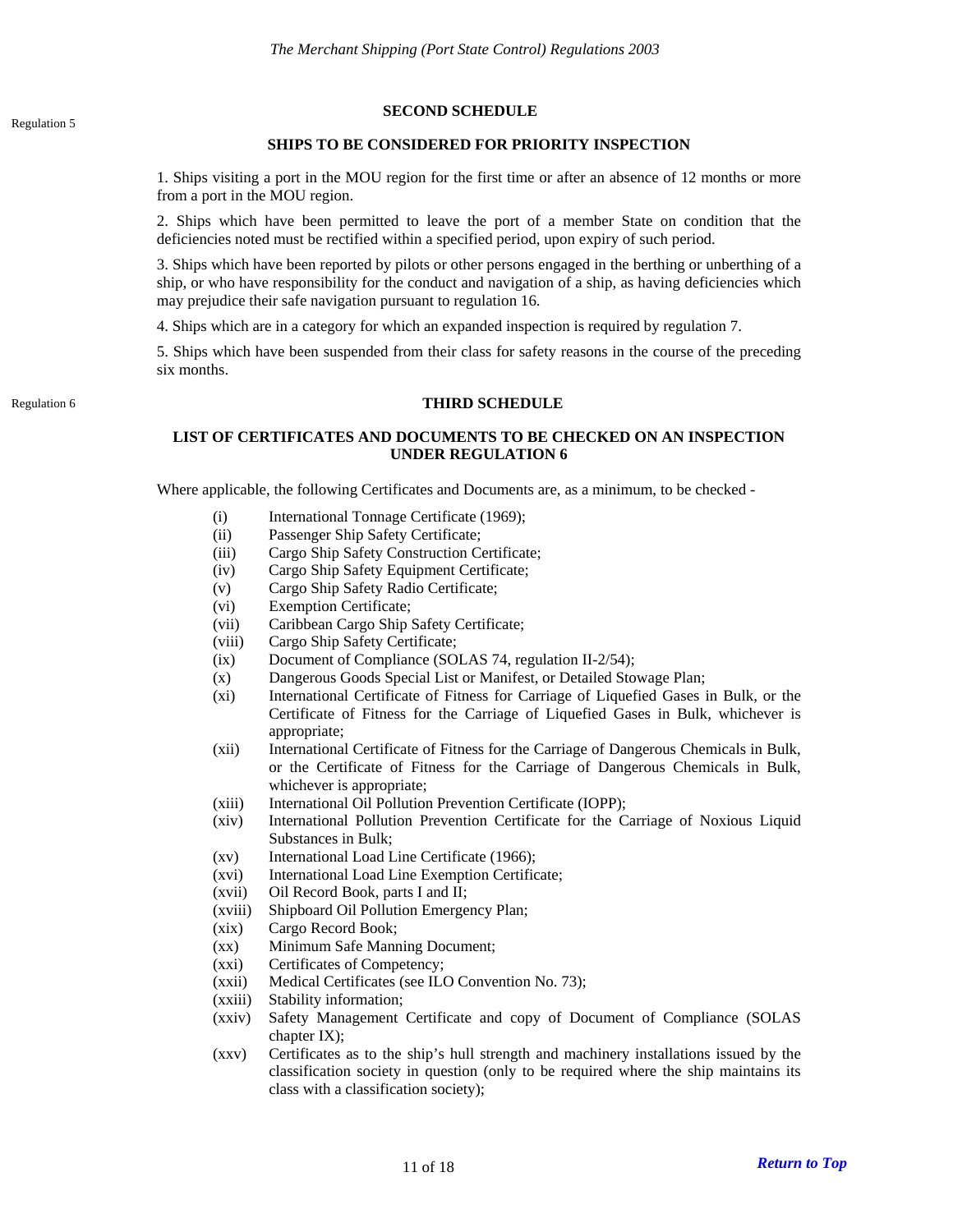Regulation 5

## SECOND SCHEDULE

### SHIPS TO BE CONSIDERED FOR PRIORITY INSPECTION

1. Ships visiting a port in the MOU region for the first time or after an absence of 12 months or more from a port in the MOU region.

2. Ships which have been permitted to leave the port of a member State on condition that the deficiencies noted must be rectified within a specified period, upon expiry of such period.

3. Ships which have been reported by pilots or other persons engaged in the berthing or unberthing of a ship, or who have responsibility for the conduct and navigation of a ship, as having deficiencies which may prejudice their safe navigation pursuant to regulation 16.

4. Ships which are in a category for which an expanded inspection is required by regulation 7.

5. Ships which have been suspended from their class for safety reasons in the course of the preceding six months.

Regulation 6

## THIRD SCHEDULE

### LIST OF CERTIFICATES AND DOCUMENTS TO BE CHECKED ON AN INSPECTION UNDER REGULATION 6

Where applicable, the following Certificates and Documents are, as a minimum, to be checked -

- (i) International Tonnage Certificate (1969);
- (ii) Passenger Ship Safety Certificate;
- (iii) Cargo Ship Safety Construction Certificate;
- (iv) Cargo Ship Safety Equipment Certificate;
- (v) Cargo Ship Safety Radio Certificate;
- (vi) Exemption Certificate;
- (vii) Caribbean Cargo Ship Safety Certificate;
- (viii) Cargo Ship Safety Certificate;
- (ix) Document of Compliance (SOLAS 74, regulation II-2/54);
- (x) Dangerous Goods Special List or Manifest, or Detailed Stowage Plan;
- (xi) International Certificate of Fitness for Carriage of Liquefied Gases in Bulk, or the Certificate of Fitness for the Carriage of Liquefied Gases in Bulk, whichever is appropriate;
- (xii) International Certificate of Fitness for the Carriage of Dangerous Chemicals in Bulk, or the Certificate of Fitness for the Carriage of Dangerous Chemicals in Bulk, whichever is appropriate;
- (xiii) International Oil Pollution Prevention Certificate (IOPP);
- (xiv) International Pollution Prevention Certificate for the Carriage of Noxious Liquid Substances in Bulk;
- (xv) International Load Line Certificate (1966);
- (xvi) International Load Line Exemption Certificate;
- (xvii) Oil Record Book, parts I and II;
- (xviii) Shipboard Oil Pollution Emergency Plan;
- (xix) Cargo Record Book;
- (xx) Minimum Safe Manning Document;
- (xxi) Certificates of Competency;
- (xxii) Medical Certificates (see ILO Convention No. 73);
- (xxiii) Stability information;
- (xxiv) Safety Management Certificate and copy of Document of Compliance (SOLAS chapter IX);
- (xxv) Certificates as to the ship's hull strength and machinery installations issued by the classification society in question (only to be required where the ship maintains its class with a classification society);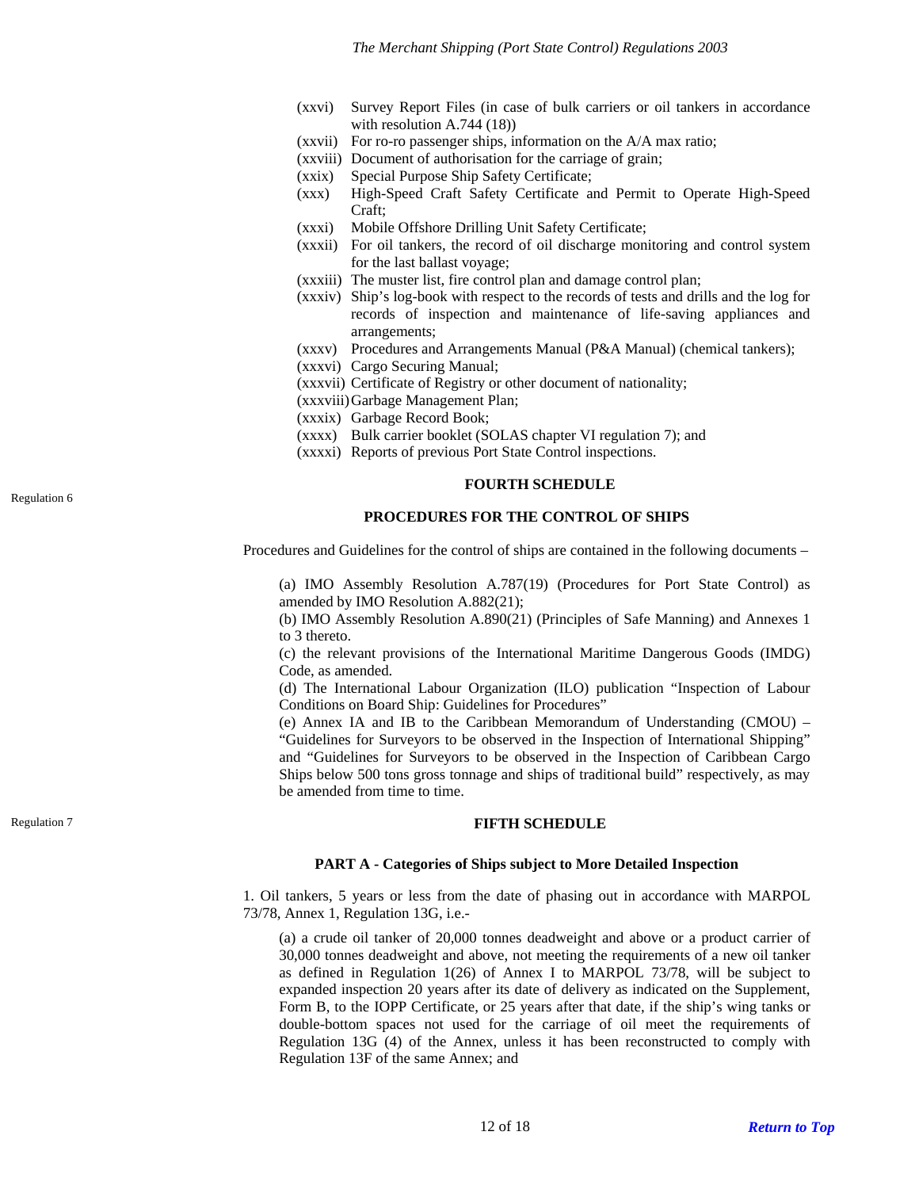(xxvi) Survey Report Files (in case of bulk carriers or oil tankers in accordance with resolution A.744 (18))

(xxvii) For ro-ro passenger ships, information on the A/A max ratio;

(xxviii) Document of authorisation for the carriage of grain;

(xxix) Special Purpose Ship Safety Certificate;

(xxx) High-Speed Craft Safety Certificate and Permit to Operate High-Speed Craft;

(xxxi) Mobile Offshore Drilling Unit Safety Certificate;

(xxxii) For oil tankers, the record of oil discharge monitoring and control system for the last ballast voyage;

(xxxiii) The muster list, fire control plan and damage control plan;

(xxxiv) Ship's log-book with respect to the records of tests and drills and the log for records of inspection and maintenance of life-saving appliances and arrangements;

(xxxv) Procedures and Arrangements Manual (P&A Manual) (chemical tankers);

(xxxvi) Cargo Securing Manual;

(xxxvii) Certificate of Registry or other document of nationality;

(xxxviii) Garbage Management Plan;

(xxxix) Garbage Record Book;

(xxxx) Bulk carrier booklet (SOLAS chapter VI regulation 7); and

(xxxxi) Reports of previous Port State Control inspections.

Regulation 6

## FOURTH SCHEDULE

### PROCEDURES FOR THE CONTROL OF SHIPS

Procedures and Guidelines for the control of ships are contained in the following documents –

(a) IMO Assembly Resolution A.787(19) (Procedures for Port State Control) as amended by IMO Resolution A.882(21);

(b) IMO Assembly Resolution A.890(21) (Principles of Safe Manning) and Annexes 1 to 3 thereto.

(c) the relevant provisions of the International Maritime Dangerous Goods (IMDG) Code, as amended.

(d) The International Labour Organization (ILO) publication "Inspection of Labour Conditions on Board Ship: Guidelines for Procedures"

(e) Annex IA and IB to the Caribbean Memorandum of Understanding (CMOU) – "Guidelines for Surveyors to be observed in the Inspection of International Shipping" and "Guidelines for Surveyors to be observed in the Inspection of Caribbean Cargo Ships below 500 tons gross tonnage and ships of traditional build" respectively, as may be amended from time to time.

Regulation 7

## FIFTH SCHEDULE

### PART A - Categories of Ships subject to More Detailed Inspection

1. Oil tankers, 5 years or less from the date of phasing out in accordance with MARPOL 73/78, Annex 1, Regulation 13G, i.e.-

(a) a crude oil tanker of 20,000 tonnes deadweight and above or a product carrier of 30,000 tonnes deadweight and above, not meeting the requirements of a new oil tanker as defined in Regulation 1(26) of Annex I to MARPOL 73/78, will be subject to expanded inspection 20 years after its date of delivery as indicated on the Supplement, Form B, to the IOPP Certificate, or 25 years after that date, if the ship's wing tanks or double-bottom spaces not used for the carriage of oil meet the requirements of Regulation 13G (4) of the Annex, unless it has been reconstructed to comply with Regulation 13F of the same Annex; and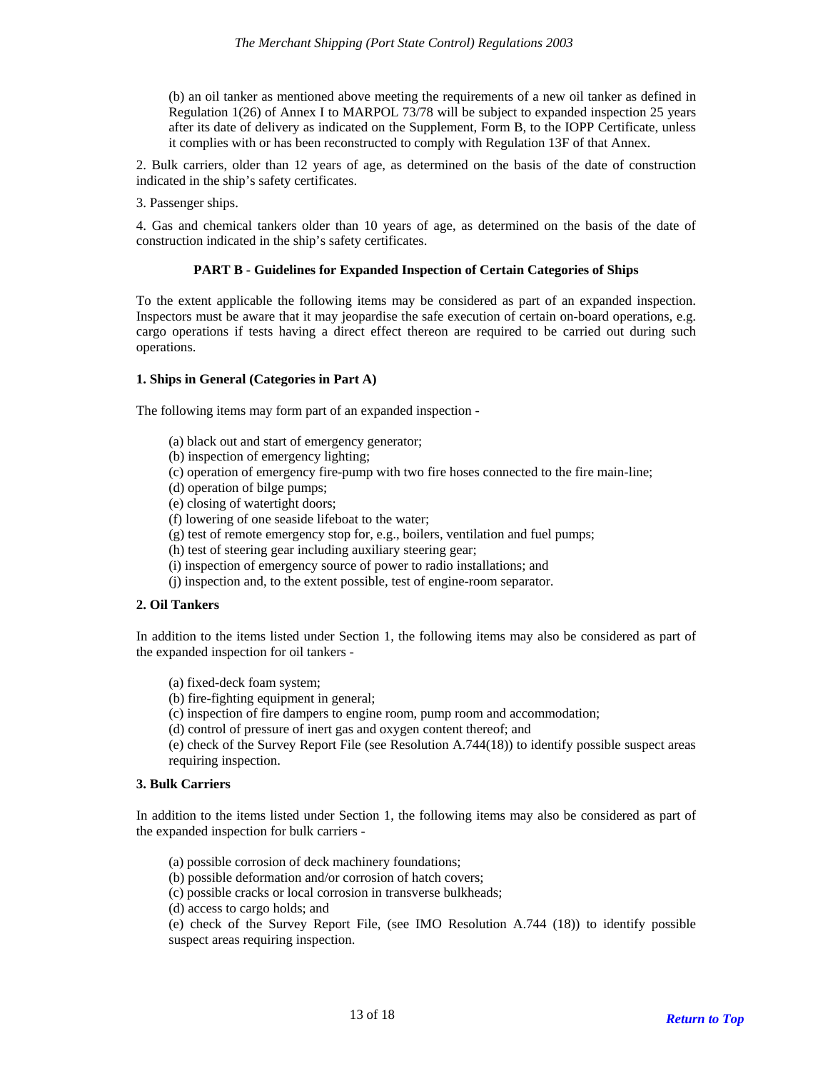(b) an oil tanker as mentioned above meeting the requirements of a new oil tanker as defined in Regulation 1(26) of Annex I to MARPOL 73/78 will be subject to expanded inspection 25 years after its date of delivery as indicated on the Supplement, Form B, to the IOPP Certificate, unless it complies with or has been reconstructed to comply with Regulation 13F of that Annex.

2. Bulk carriers, older than 12 years of age, as determined on the basis of the date of construction indicated in the ship's safety certificates.

3. Passenger ships.

4. Gas and chemical tankers older than 10 years of age, as determined on the basis of the date of construction indicated in the ship's safety certificates.

### PART B - Guidelines for Expanded Inspection of Certain Categories of Ships

To the extent applicable the following items may be considered as part of an expanded inspection. Inspectors must be aware that it may jeopardise the safe execution of certain on-board operations, e.g. cargo operations if tests having a direct effect thereon are required to be carried out during such operations.

**1. Ships in General (Categories in Part A)**

The following items may form part of an expanded inspection -

(a) black out and start of emergency generator;
(b) inspection of emergency lighting;
(c) operation of emergency fire-pump with two fire hoses connected to the fire main-line;
(d) operation of bilge pumps;
(e) closing of watertight doors;
(f) lowering of one seaside lifeboat to the water;
(g) test of remote emergency stop for, e.g., boilers, ventilation and fuel pumps;
(h) test of steering gear including auxiliary steering gear;
(i) inspection of emergency source of power to radio installations; and
(j) inspection and, to the extent possible, test of engine-room separator.

**2. Oil Tankers**

In addition to the items listed under Section 1, the following items may also be considered as part of the expanded inspection for oil tankers -

(a) fixed-deck foam system;
(b) fire-fighting equipment in general;
(c) inspection of fire dampers to engine room, pump room and accommodation;
(d) control of pressure of inert gas and oxygen content thereof; and
(e) check of the Survey Report File (see Resolution A.744(18)) to identify possible suspect areas requiring inspection.

**3. Bulk Carriers**

In addition to the items listed under Section 1, the following items may also be considered as part of the expanded inspection for bulk carriers -

(a) possible corrosion of deck machinery foundations;
(b) possible deformation and/or corrosion of hatch covers;
(c) possible cracks or local corrosion in transverse bulkheads;
(d) access to cargo holds; and
(e) check of the Survey Report File, (see IMO Resolution A.744 (18)) to identify possible suspect areas requiring inspection.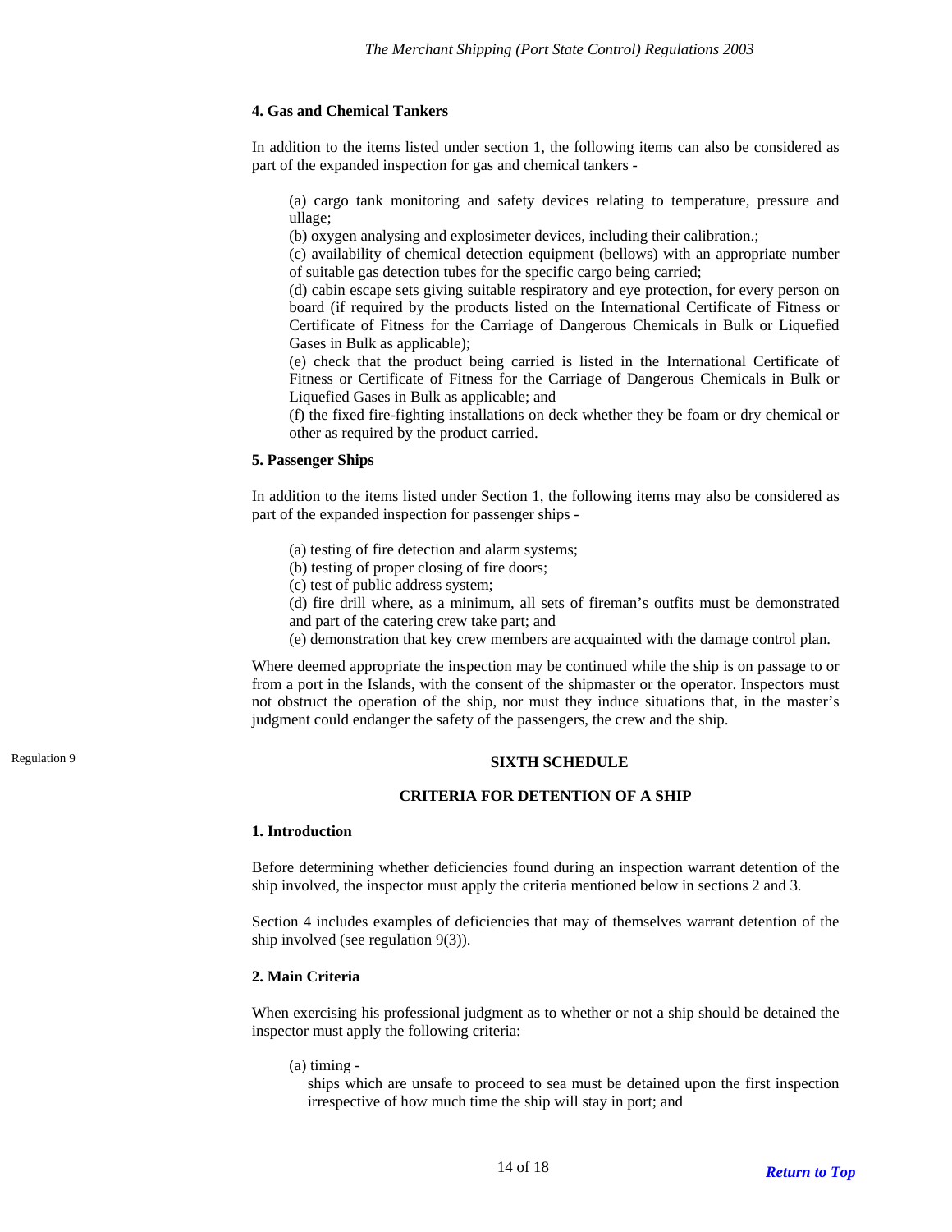#### 4. Gas and Chemical Tankers

In addition to the items listed under section 1, the following items can also be considered as part of the expanded inspection for gas and chemical tankers -

(a) cargo tank monitoring and safety devices relating to temperature, pressure and ullage;
(b) oxygen analysing and explosimeter devices, including their calibration.;
(c) availability of chemical detection equipment (bellows) with an appropriate number of suitable gas detection tubes for the specific cargo being carried;
(d) cabin escape sets giving suitable respiratory and eye protection, for every person on board (if required by the products listed on the International Certificate of Fitness or Certificate of Fitness for the Carriage of Dangerous Chemicals in Bulk or Liquefied Gases in Bulk as applicable);
(e) check that the product being carried is listed in the International Certificate of Fitness or Certificate of Fitness for the Carriage of Dangerous Chemicals in Bulk or Liquefied Gases in Bulk as applicable; and
(f) the fixed fire-fighting installations on deck whether they be foam or dry chemical or other as required by the product carried.

#### 5. Passenger Ships

In addition to the items listed under Section 1, the following items may also be considered as part of the expanded inspection for passenger ships -

(a) testing of fire detection and alarm systems;
(b) testing of proper closing of fire doors;
(c) test of public address system;
(d) fire drill where, as a minimum, all sets of fireman's outfits must be demonstrated and part of the catering crew take part; and
(e) demonstration that key crew members are acquainted with the damage control plan.

Where deemed appropriate the inspection may be continued while the ship is on passage to or from a port in the Islands, with the consent of the shipmaster or the operator. Inspectors must not obstruct the operation of the ship, nor must they induce situations that, in the master's judgment could endanger the safety of the passengers, the crew and the ship.

Regulation 9

## SIXTH SCHEDULE

### CRITERIA FOR DETENTION OF A SHIP

#### 1. Introduction

Before determining whether deficiencies found during an inspection warrant detention of the ship involved, the inspector must apply the criteria mentioned below in sections 2 and 3.

Section 4 includes examples of deficiencies that may of themselves warrant detention of the ship involved (see regulation 9(3)).

#### 2. Main Criteria

When exercising his professional judgment as to whether or not a ship should be detained the inspector must apply the following criteria:

(a) timing -
ships which are unsafe to proceed to sea must be detained upon the first inspection irrespective of how much time the ship will stay in port; and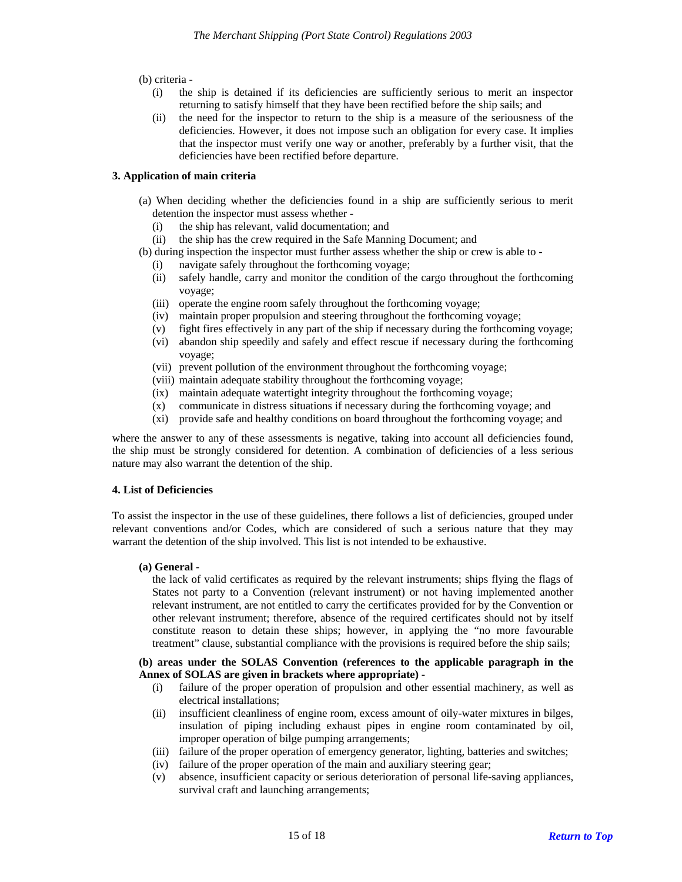(b) criteria -

- (i) the ship is detained if its deficiencies are sufficiently serious to merit an inspector returning to satisfy himself that they have been rectified before the ship sails; and
- (ii) the need for the inspector to return to the ship is a measure of the seriousness of the deficiencies. However, it does not impose such an obligation for every case. It implies that the inspector must verify one way or another, preferably by a further visit, that the deficiencies have been rectified before departure.

**3. Application of main criteria**

(a) When deciding whether the deficiencies found in a ship are sufficiently serious to merit detention the inspector must assess whether -

- (i) the ship has relevant, valid documentation; and
- (ii) the ship has the crew required in the Safe Manning Document; and

(b) during inspection the inspector must further assess whether the ship or crew is able to -

- (i) navigate safely throughout the forthcoming voyage;
- (ii) safely handle, carry and monitor the condition of the cargo throughout the forthcoming voyage;
- (iii) operate the engine room safely throughout the forthcoming voyage;
- (iv) maintain proper propulsion and steering throughout the forthcoming voyage;
- (v) fight fires effectively in any part of the ship if necessary during the forthcoming voyage;
- (vi) abandon ship speedily and safely and effect rescue if necessary during the forthcoming voyage;
- (vii) prevent pollution of the environment throughout the forthcoming voyage;
- (viii) maintain adequate stability throughout the forthcoming voyage;
- (ix) maintain adequate watertight integrity throughout the forthcoming voyage;
- (x) communicate in distress situations if necessary during the forthcoming voyage; and
- (xi) provide safe and healthy conditions on board throughout the forthcoming voyage; and

where the answer to any of these assessments is negative, taking into account all deficiencies found, the ship must be strongly considered for detention. A combination of deficiencies of a less serious nature may also warrant the detention of the ship.

**4. List of Deficiencies**

To assist the inspector in the use of these guidelines, there follows a list of deficiencies, grouped under relevant conventions and/or Codes, which are considered of such a serious nature that they may warrant the detention of the ship involved. This list is not intended to be exhaustive.

**(a) General -**

the lack of valid certificates as required by the relevant instruments; ships flying the flags of States not party to a Convention (relevant instrument) or not having implemented another relevant instrument, are not entitled to carry the certificates provided for by the Convention or other relevant instrument; therefore, absence of the required certificates should not by itself constitute reason to detain these ships; however, in applying the "no more favourable treatment" clause, substantial compliance with the provisions is required before the ship sails;

**(b) areas under the SOLAS Convention (references to the applicable paragraph in the Annex of SOLAS are given in brackets where appropriate) -**

- (i) failure of the proper operation of propulsion and other essential machinery, as well as electrical installations;
- (ii) insufficient cleanliness of engine room, excess amount of oily-water mixtures in bilges, insulation of piping including exhaust pipes in engine room contaminated by oil, improper operation of bilge pumping arrangements;
- (iii) failure of the proper operation of emergency generator, lighting, batteries and switches;
- (iv) failure of the proper operation of the main and auxiliary steering gear;
- (v) absence, insufficient capacity or serious deterioration of personal life-saving appliances, survival craft and launching arrangements;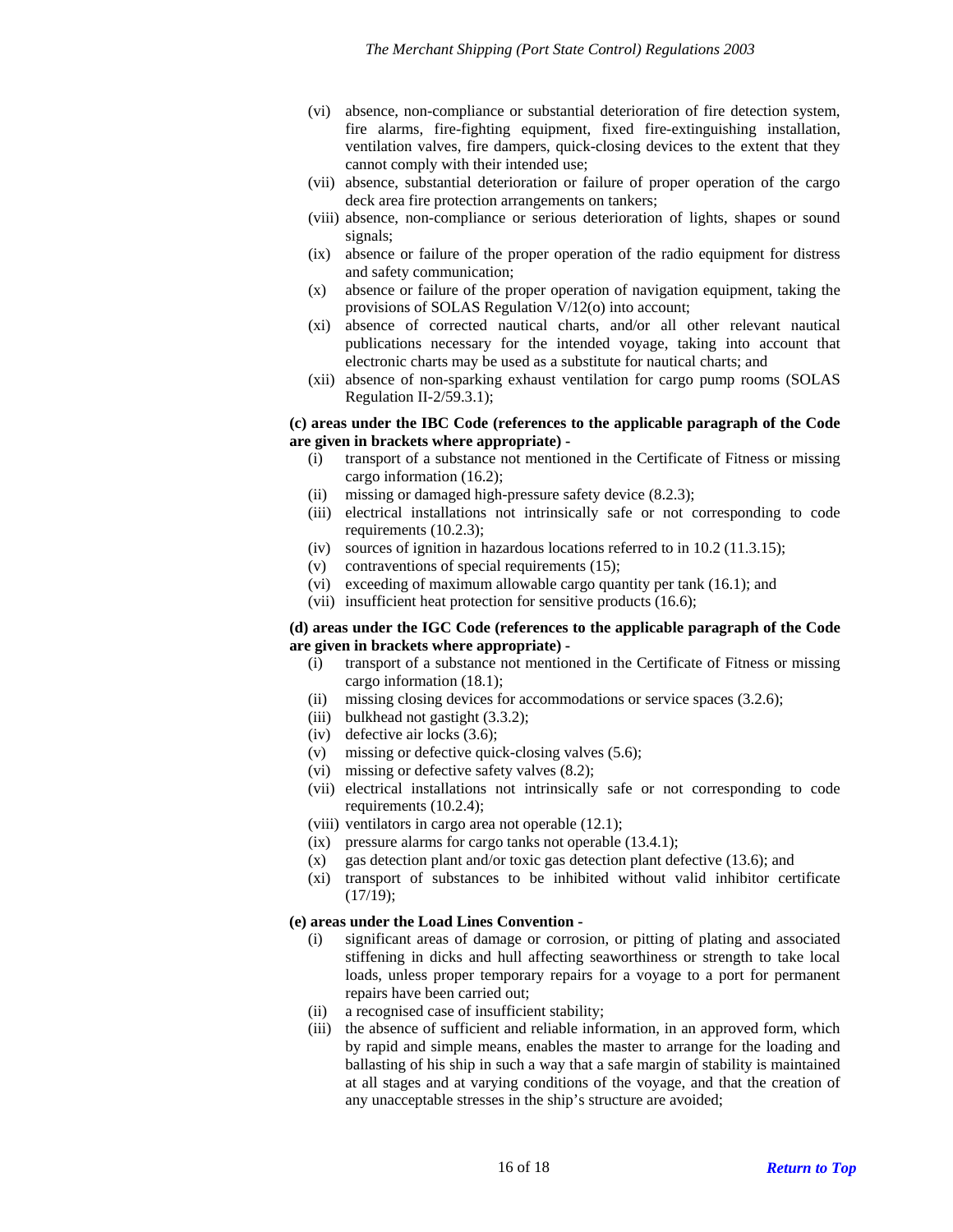(vi) absence, non-compliance or substantial deterioration of fire detection system, fire alarms, fire-fighting equipment, fixed fire-extinguishing installation, ventilation valves, fire dampers, quick-closing devices to the extent that they cannot comply with their intended use;

(vii) absence, substantial deterioration or failure of proper operation of the cargo deck area fire protection arrangements on tankers;

(viii) absence, non-compliance or serious deterioration of lights, shapes or sound signals;

(ix) absence or failure of the proper operation of the radio equipment for distress and safety communication;

(x) absence or failure of the proper operation of navigation equipment, taking the provisions of SOLAS Regulation V/12(o) into account;

(xi) absence of corrected nautical charts, and/or all other relevant nautical publications necessary for the intended voyage, taking into account that electronic charts may be used as a substitute for nautical charts; and

(xii) absence of non-sparking exhaust ventilation for cargo pump rooms (SOLAS Regulation II-2/59.3.1);

**(c) areas under the IBC Code (references to the applicable paragraph of the Code are given in brackets where appropriate) -**

(i) transport of a substance not mentioned in the Certificate of Fitness or missing cargo information (16.2);

(ii) missing or damaged high-pressure safety device (8.2.3);

(iii) electrical installations not intrinsically safe or not corresponding to code requirements (10.2.3);

(iv) sources of ignition in hazardous locations referred to in 10.2 (11.3.15);

(v) contraventions of special requirements (15);

(vi) exceeding of maximum allowable cargo quantity per tank (16.1); and

(vii) insufficient heat protection for sensitive products (16.6);

**(d) areas under the IGC Code (references to the applicable paragraph of the Code are given in brackets where appropriate) -**

(i) transport of a substance not mentioned in the Certificate of Fitness or missing cargo information (18.1);

(ii) missing closing devices for accommodations or service spaces (3.2.6);

(iii) bulkhead not gastight (3.3.2);

(iv) defective air locks (3.6);

(v) missing or defective quick-closing valves (5.6);

(vi) missing or defective safety valves (8.2);

(vii) electrical installations not intrinsically safe or not corresponding to code requirements (10.2.4);

(viii) ventilators in cargo area not operable (12.1);

(ix) pressure alarms for cargo tanks not operable (13.4.1);

(x) gas detection plant and/or toxic gas detection plant defective (13.6); and

(xi) transport of substances to be inhibited without valid inhibitor certificate (17/19);

**(e) areas under the Load Lines Convention -**

(i) significant areas of damage or corrosion, or pitting of plating and associated stiffening in dicks and hull affecting seaworthiness or strength to take local loads, unless proper temporary repairs for a voyage to a port for permanent repairs have been carried out;

(ii) a recognised case of insufficient stability;

(iii) the absence of sufficient and reliable information, in an approved form, which by rapid and simple means, enables the master to arrange for the loading and ballasting of his ship in such a way that a safe margin of stability is maintained at all stages and at varying conditions of the voyage, and that the creation of any unacceptable stresses in the ship's structure are avoided;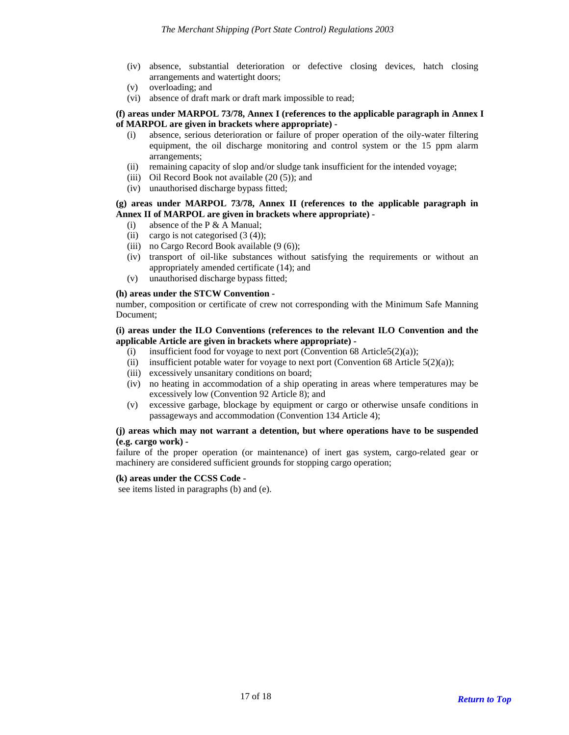(iv) absence, substantial deterioration or defective closing devices, hatch closing arrangements and watertight doors;
(v) overloading; and
(vi) absence of draft mark or draft mark impossible to read;

**(f) areas under MARPOL 73/78, Annex I (references to the applicable paragraph in Annex I of MARPOL are given in brackets where appropriate) -**

(i) absence, serious deterioration or failure of proper operation of the oily-water filtering equipment, the oil discharge monitoring and control system or the 15 ppm alarm arrangements;
(ii) remaining capacity of slop and/or sludge tank insufficient for the intended voyage;
(iii) Oil Record Book not available (20 (5)); and
(iv) unauthorised discharge bypass fitted;

**(g) areas under MARPOL 73/78, Annex II (references to the applicable paragraph in Annex II of MARPOL are given in brackets where appropriate) -**

(i) absence of the P & A Manual;
(ii) cargo is not categorised (3 (4));
(iii) no Cargo Record Book available (9 (6));
(iv) transport of oil-like substances without satisfying the requirements or without an appropriately amended certificate (14); and
(v) unauthorised discharge bypass fitted;

**(h) areas under the STCW Convention -**

number, composition or certificate of crew not corresponding with the Minimum Safe Manning Document;

**(i) areas under the ILO Conventions (references to the relevant ILO Convention and the applicable Article are given in brackets where appropriate) -**

(i) insufficient food for voyage to next port (Convention 68 Article5(2)(a));
(ii) insufficient potable water for voyage to next port (Convention 68 Article 5(2)(a));
(iii) excessively unsanitary conditions on board;
(iv) no heating in accommodation of a ship operating in areas where temperatures may be excessively low (Convention 92 Article 8); and
(v) excessive garbage, blockage by equipment or cargo or otherwise unsafe conditions in passageways and accommodation (Convention 134 Article 4);

**(j) areas which may not warrant a detention, but where operations have to be suspended (e.g. cargo work) -**

failure of the proper operation (or maintenance) of inert gas system, cargo-related gear or machinery are considered sufficient grounds for stopping cargo operation;

**(k) areas under the CCSS Code -**

see items listed in paragraphs (b) and (e).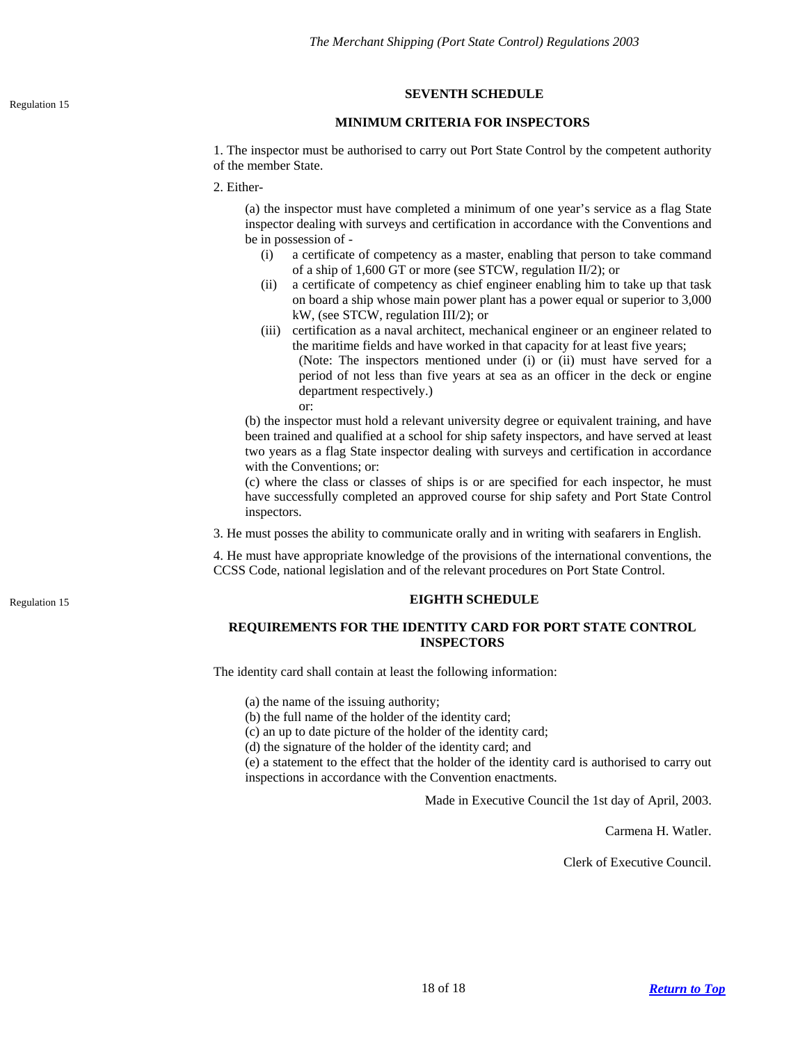Regulation 15

## SEVENTH SCHEDULE

### MINIMUM CRITERIA FOR INSPECTORS

1. The inspector must be authorised to carry out Port State Control by the competent authority of the member State.

2. Either-

   (a) the inspector must have completed a minimum of one year's service as a flag State inspector dealing with surveys and certification in accordance with the Conventions and be in possession of -

   (i) a certificate of competency as a master, enabling that person to take command of a ship of 1,600 GT or more (see STCW, regulation II/2); or

   (ii) a certificate of competency as chief engineer enabling him to take up that task on board a ship whose main power plant has a power equal or superior to 3,000 kW, (see STCW, regulation III/2); or

   (iii) certification as a naval architect, mechanical engineer or an engineer related to the maritime fields and have worked in that capacity for at least five years;

   (Note: The inspectors mentioned under (i) or (ii) must have served for a period of not less than five years at sea as an officer in the deck or engine department respectively.)

   or:

   (b) the inspector must hold a relevant university degree or equivalent training, and have been trained and qualified at a school for ship safety inspectors, and have served at least two years as a flag State inspector dealing with surveys and certification in accordance with the Conventions; or:

   (c) where the class or classes of ships is or are specified for each inspector, he must have successfully completed an approved course for ship safety and Port State Control inspectors.

3. He must posses the ability to communicate orally and in writing with seafarers in English.

4. He must have appropriate knowledge of the provisions of the international conventions, the CCSS Code, national legislation and of the relevant procedures on Port State Control.

Regulation 15

## EIGHTH SCHEDULE

### REQUIREMENTS FOR THE IDENTITY CARD FOR PORT STATE CONTROL INSPECTORS

The identity card shall contain at least the following information:

(a) the name of the issuing authority;

(b) the full name of the holder of the identity card;

(c) an up to date picture of the holder of the identity card;

(d) the signature of the holder of the identity card; and

(e) a statement to the effect that the holder of the identity card is authorised to carry out inspections in accordance with the Convention enactments.

Made in Executive Council the 1st day of April, 2003.

Carmena H. Watler.

Clerk of Executive Council.

[Return to Top]